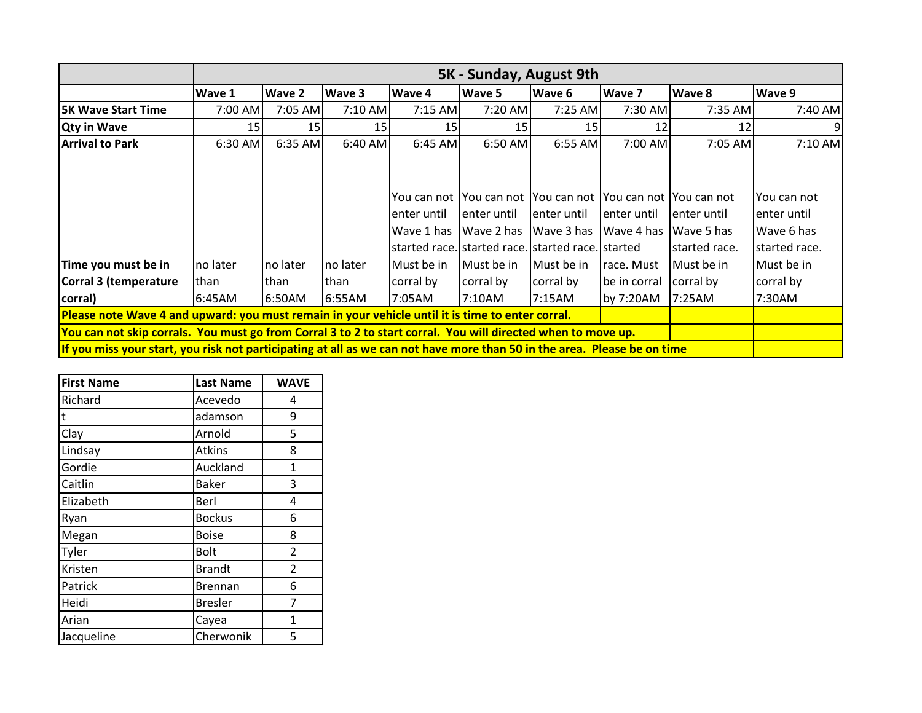| | 5K - Sunday, August 9th | | | | | | | | |
|---|---|---|---|---|---|---|---|---|---|
| | **Wave 1** | **Wave 2** | **Wave 3** | **Wave 4** | **Wave 5** | **Wave 6** | **Wave 7** | **Wave 8** | **Wave 9** |
| **5K Wave Start Time** | 7:00 AM | 7:05 AM | 7:10 AM | 7:15 AM | 7:20 AM | 7:25 AM | 7:30 AM | 7:35 AM | 7:40 AM |
| **Qty in Wave** | 15 | 15 | 15 | 15 | 15 | 15 | 12 | 12 | 9 |
| **Arrival to Park** | 6:30 AM | 6:35 AM | 6:40 AM | 6:45 AM | 6:50 AM | 6:55 AM | 7:00 AM | 7:05 AM | 7:10 AM |
| **Time you must be in Corral 3 (temperature corral)** | no later than 6:45AM | no later than 6:50AM | no later than 6:55AM | You can not enter until Wave 1 has started race. Must be in corral by 7:05AM | You can not enter until Wave 2 has started race. Must be in corral by 7:10AM | You can not enter until Wave 3 has started race. Must be in corral by 7:15AM | You can not enter until Wave 4 has started race. Must be in corral by 7:20AM | You can not enter until Wave 5 has started race. Must be in corral by 7:25AM | You can not enter until Wave 6 has started race. Must be in corral by 7:30AM |

**Please note Wave 4 and upward: you must remain in your vehicle until it is time to enter corral.**

**You can not skip corrals. You must go from Corral 3 to 2 to start corral. You will directed when to move up.**

**If you miss your start, you risk not participating at all as we can not have more than 50 in the area. Please be on time**

| First Name | Last Name | WAVE |
|---|---|---|
| Richard | Acevedo | 4 |
| t | adamson | 9 |
| Clay | Arnold | 5 |
| Lindsay | Atkins | 8 |
| Gordie | Auckland | 1 |
| Caitlin | Baker | 3 |
| Elizabeth | Berl | 4 |
| Ryan | Bockus | 6 |
| Megan | Boise | 8 |
| Tyler | Bolt | 2 |
| Kristen | Brandt | 2 |
| Patrick | Brennan | 6 |
| Heidi | Bresler | 7 |
| Arian | Cayea | 1 |
| Jacqueline | Cherwonik | 5 |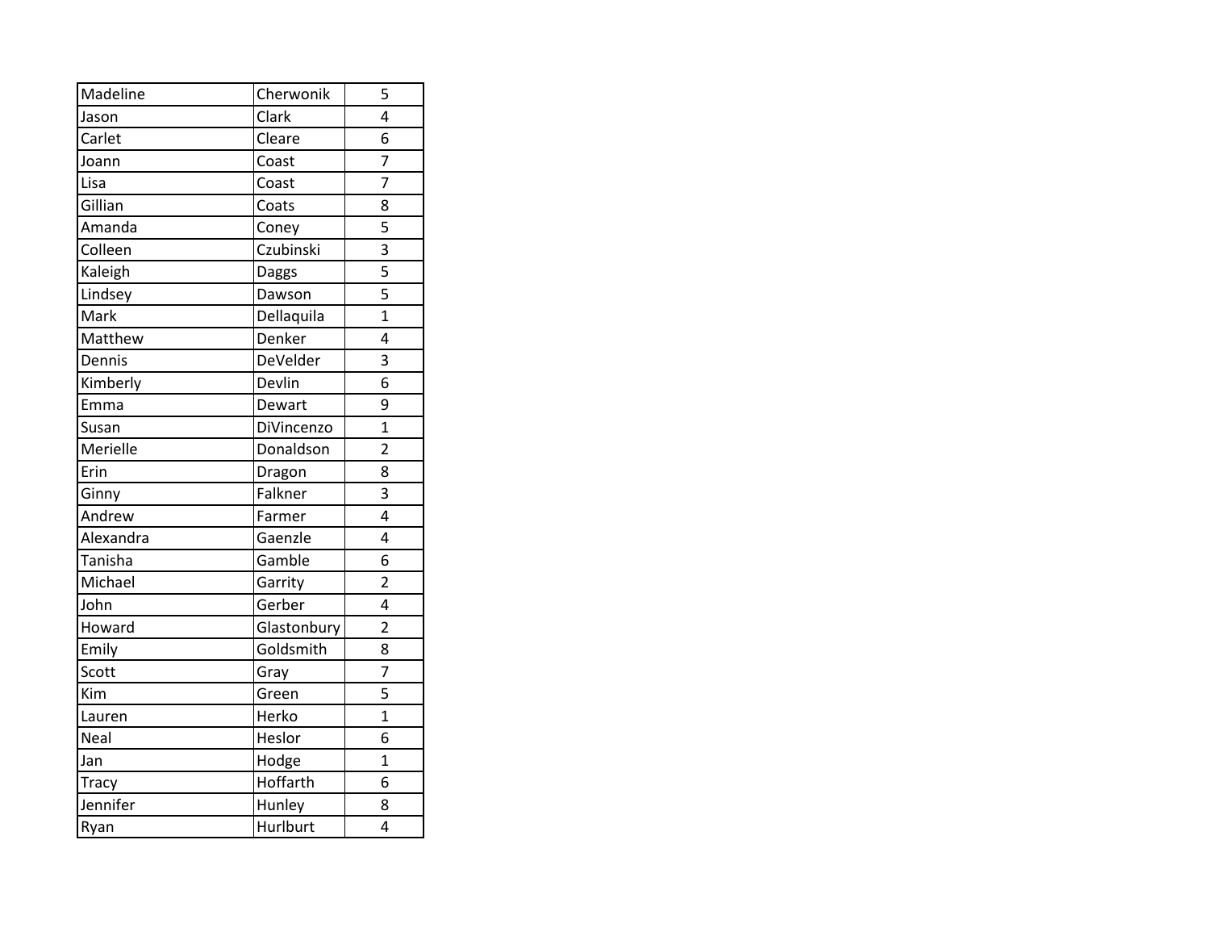| | | |
|---|---|---|
| Madeline | Cherwonik | 5 |
| Jason | Clark | 4 |
| Carlet | Cleare | 6 |
| Joann | Coast | 7 |
| Lisa | Coast | 7 |
| Gillian | Coats | 8 |
| Amanda | Coney | 5 |
| Colleen | Czubinski | 3 |
| Kaleigh | Daggs | 5 |
| Lindsey | Dawson | 5 |
| Mark | Dellaquila | 1 |
| Matthew | Denker | 4 |
| Dennis | DeVelder | 3 |
| Kimberly | Devlin | 6 |
| Emma | Dewart | 9 |
| Susan | DiVincenzo | 1 |
| Merielle | Donaldson | 2 |
| Erin | Dragon | 8 |
| Ginny | Falkner | 3 |
| Andrew | Farmer | 4 |
| Alexandra | Gaenzle | 4 |
| Tanisha | Gamble | 6 |
| Michael | Garrity | 2 |
| John | Gerber | 4 |
| Howard | Glastonbury | 2 |
| Emily | Goldsmith | 8 |
| Scott | Gray | 7 |
| Kim | Green | 5 |
| Lauren | Herko | 1 |
| Neal | Heslor | 6 |
| Jan | Hodge | 1 |
| Tracy | Hoffarth | 6 |
| Jennifer | Hunley | 8 |
| Ryan | Hurlburt | 4 |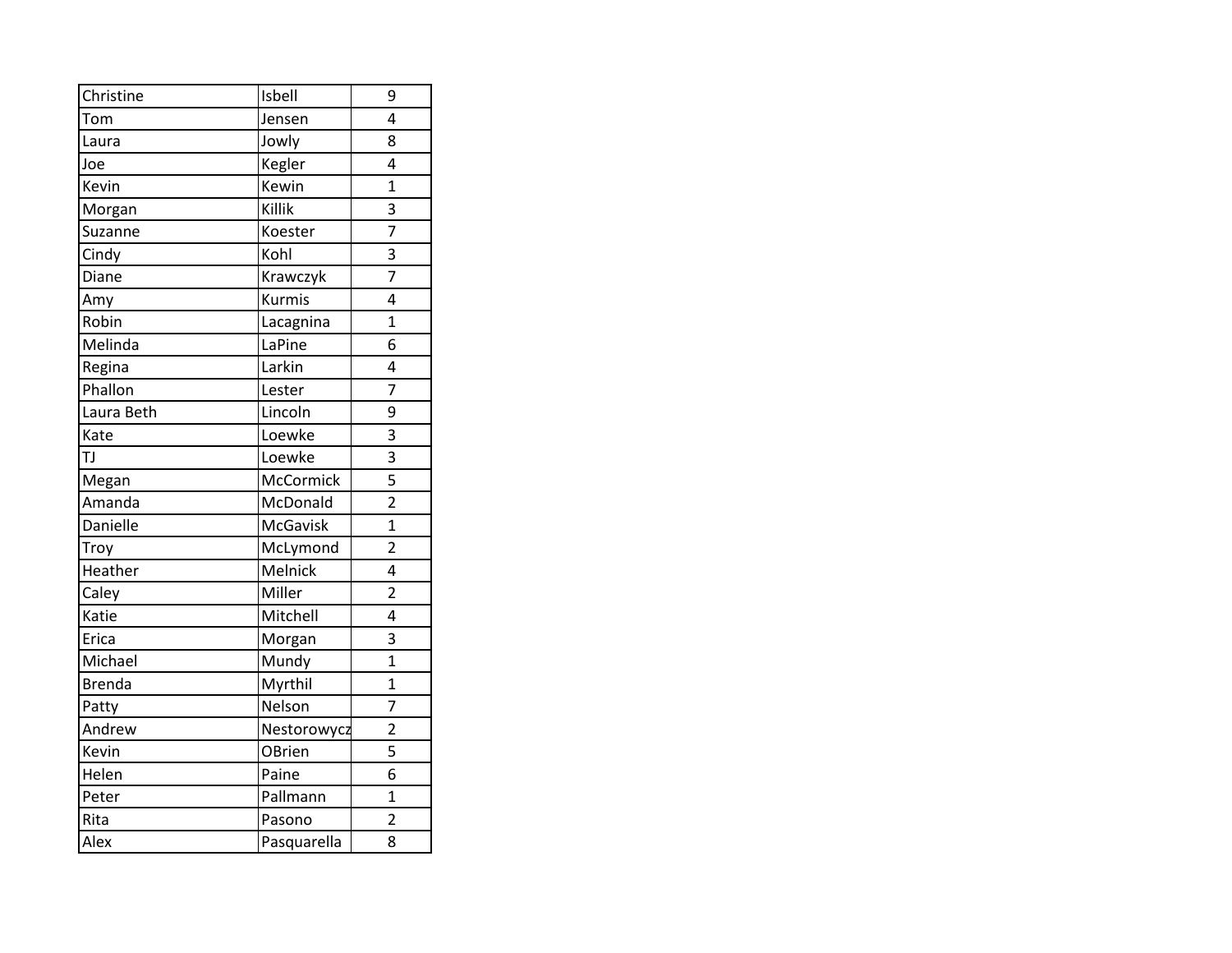| | | |
|---|---|---|
| Christine | Isbell | 9 |
| Tom | Jensen | 4 |
| Laura | Jowly | 8 |
| Joe | Kegler | 4 |
| Kevin | Kewin | 1 |
| Morgan | Killik | 3 |
| Suzanne | Koester | 7 |
| Cindy | Kohl | 3 |
| Diane | Krawczyk | 7 |
| Amy | Kurmis | 4 |
| Robin | Lacagnina | 1 |
| Melinda | LaPine | 6 |
| Regina | Larkin | 4 |
| Phallon | Lester | 7 |
| Laura Beth | Lincoln | 9 |
| Kate | Loewke | 3 |
| TJ | Loewke | 3 |
| Megan | McCormick | 5 |
| Amanda | McDonald | 2 |
| Danielle | McGavisk | 1 |
| Troy | McLymond | 2 |
| Heather | Melnick | 4 |
| Caley | Miller | 2 |
| Katie | Mitchell | 4 |
| Erica | Morgan | 3 |
| Michael | Mundy | 1 |
| Brenda | Myrthil | 1 |
| Patty | Nelson | 7 |
| Andrew | Nestorowycz | 2 |
| Kevin | OBrien | 5 |
| Helen | Paine | 6 |
| Peter | Pallmann | 1 |
| Rita | Pasono | 2 |
| Alex | Pasquarella | 8 |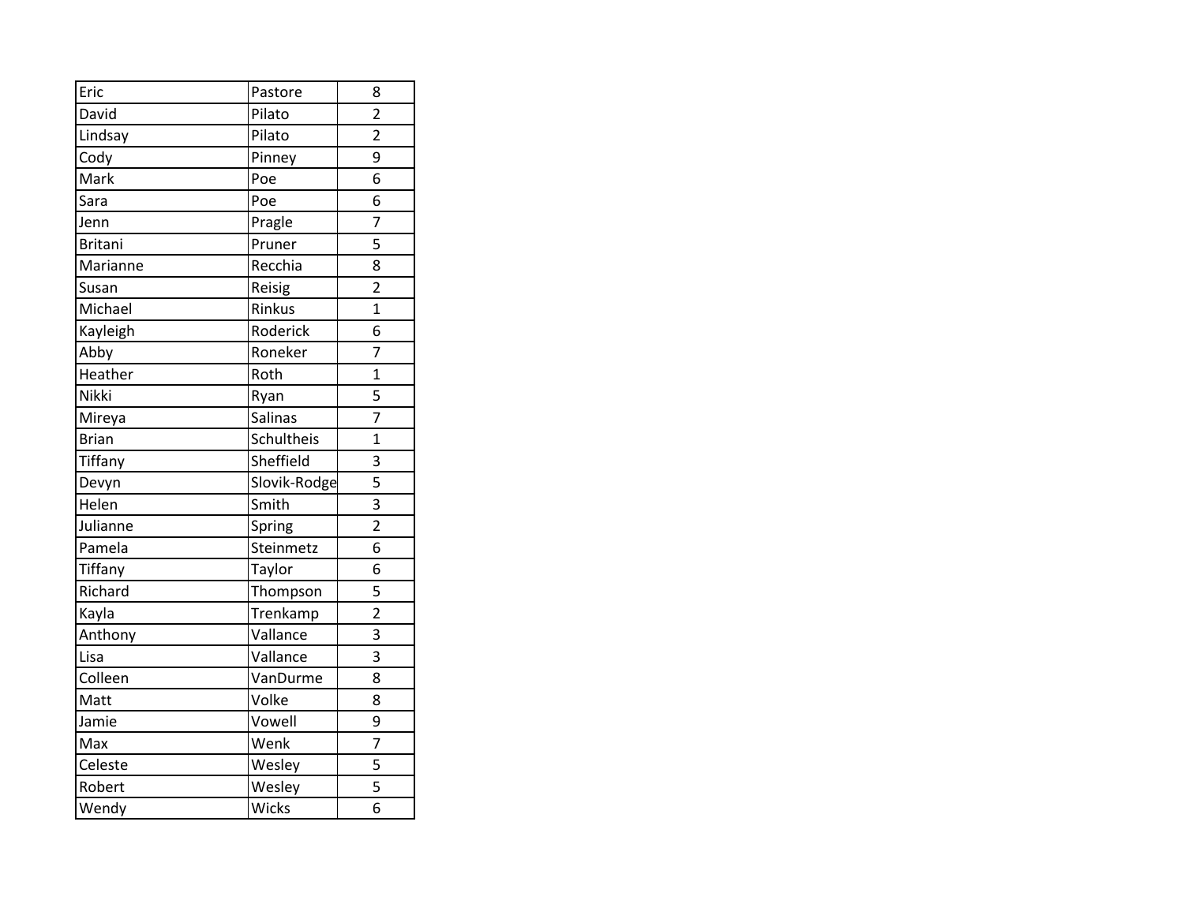| | | |
|---|---|---|
| Eric | Pastore | 8 |
| David | Pilato | 2 |
| Lindsay | Pilato | 2 |
| Cody | Pinney | 9 |
| Mark | Poe | 6 |
| Sara | Poe | 6 |
| Jenn | Pragle | 7 |
| Britani | Pruner | 5 |
| Marianne | Recchia | 8 |
| Susan | Reisig | 2 |
| Michael | Rinkus | 1 |
| Kayleigh | Roderick | 6 |
| Abby | Roneker | 7 |
| Heather | Roth | 1 |
| Nikki | Ryan | 5 |
| Mireya | Salinas | 7 |
| Brian | Schultheis | 1 |
| Tiffany | Sheffield | 3 |
| Devyn | Slovik-Rodge | 5 |
| Helen | Smith | 3 |
| Julianne | Spring | 2 |
| Pamela | Steinmetz | 6 |
| Tiffany | Taylor | 6 |
| Richard | Thompson | 5 |
| Kayla | Trenkamp | 2 |
| Anthony | Vallance | 3 |
| Lisa | Vallance | 3 |
| Colleen | VanDurme | 8 |
| Matt | Volke | 8 |
| Jamie | Vowell | 9 |
| Max | Wenk | 7 |
| Celeste | Wesley | 5 |
| Robert | Wesley | 5 |
| Wendy | Wicks | 6 |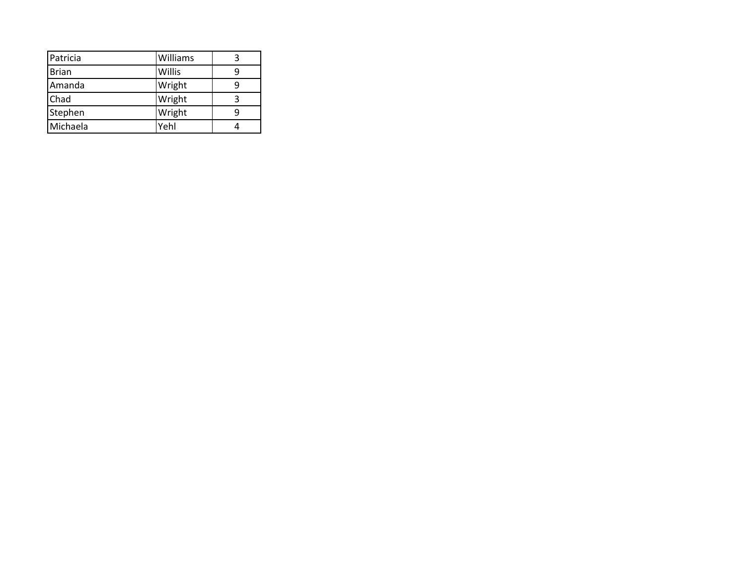| | | |
|---|---|---|
| Patricia | Williams | 3 |
| Brian | Willis | 9 |
| Amanda | Wright | 9 |
| Chad | Wright | 3 |
| Stephen | Wright | 9 |
| Michaela | Yehl | 4 |